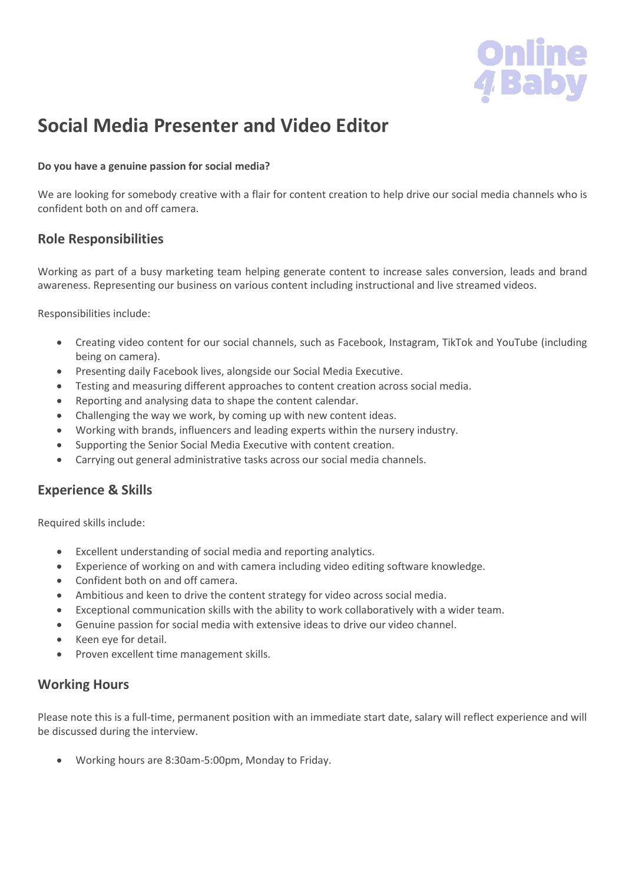# Social Media Presenter and Video Editor

**Do you have a genuine passion for social media?**

We are looking for somebody creative with a flair for content creation to help drive our social media channels who is confident both on and off camera.

## Role Responsibilities

Working as part of a busy marketing team helping generate content to increase sales conversion, leads and brand awareness. Representing our business on various content including instructional and live streamed videos.

Responsibilities include:

- Creating video content for our social channels, such as Facebook, Instagram, TikTok and YouTube (including being on camera).
- Presenting daily Facebook lives, alongside our Social Media Executive.
- Testing and measuring different approaches to content creation across social media.
- Reporting and analysing data to shape the content calendar.
- Challenging the way we work, by coming up with new content ideas.
- Working with brands, influencers and leading experts within the nursery industry.
- Supporting the Senior Social Media Executive with content creation.
- Carrying out general administrative tasks across our social media channels.

## Experience & Skills

Required skills include:

- Excellent understanding of social media and reporting analytics.
- Experience of working on and with camera including video editing software knowledge.
- Confident both on and off camera.
- Ambitious and keen to drive the content strategy for video across social media.
- Exceptional communication skills with the ability to work collaboratively with a wider team.
- Genuine passion for social media with extensive ideas to drive our video channel.
- Keen eye for detail.
- Proven excellent time management skills.

## Working Hours

Please note this is a full-time, permanent position with an immediate start date, salary will reflect experience and will be discussed during the interview.

- Working hours are 8:30am-5:00pm, Monday to Friday.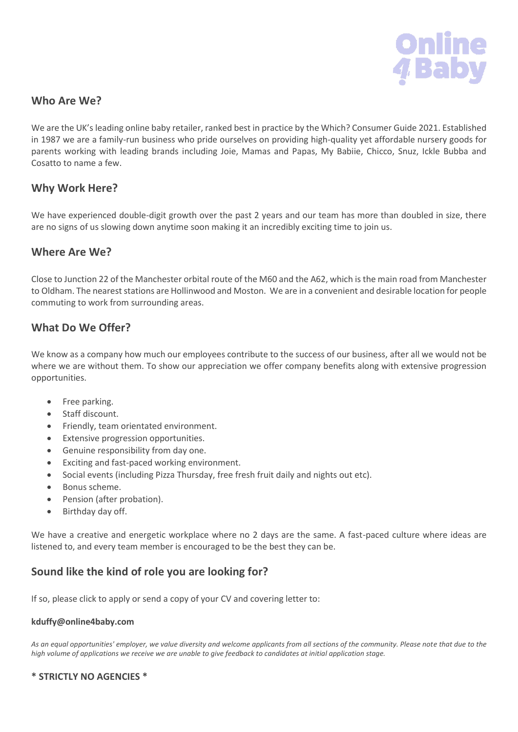## Who Are We?

We are the UK's leading online baby retailer, ranked best in practice by the Which? Consumer Guide 2021. Established in 1987 we are a family-run business who pride ourselves on providing high-quality yet affordable nursery goods for parents working with leading brands including Joie, Mamas and Papas, My Babiie, Chicco, Snuz, Ickle Bubba and Cosatto to name a few.

## Why Work Here?

We have experienced double-digit growth over the past 2 years and our team has more than doubled in size, there are no signs of us slowing down anytime soon making it an incredibly exciting time to join us.

## Where Are We?

Close to Junction 22 of the Manchester orbital route of the M60 and the A62, which is the main road from Manchester to Oldham. The nearest stations are Hollinwood and Moston. We are in a convenient and desirable location for people commuting to work from surrounding areas.

## What Do We Offer?

We know as a company how much our employees contribute to the success of our business, after all we would not be where we are without them. To show our appreciation we offer company benefits along with extensive progression opportunities.

- Free parking.
- Staff discount.
- Friendly, team orientated environment.
- Extensive progression opportunities.
- Genuine responsibility from day one.
- Exciting and fast-paced working environment.
- Social events (including Pizza Thursday, free fresh fruit daily and nights out etc).
- Bonus scheme.
- Pension (after probation).
- Birthday day off.

We have a creative and energetic workplace where no 2 days are the same. A fast-paced culture where ideas are listened to, and every team member is encouraged to be the best they can be.

## Sound like the kind of role you are looking for?

If so, please click to apply or send a copy of your CV and covering letter to:

**kduffy@online4baby.com**

*As an equal opportunities' employer, we value diversity and welcome applicants from all sections of the community. Please note that due to the high volume of applications we receive we are unable to give feedback to candidates at initial application stage.*

**\* STRICTLY NO AGENCIES \***